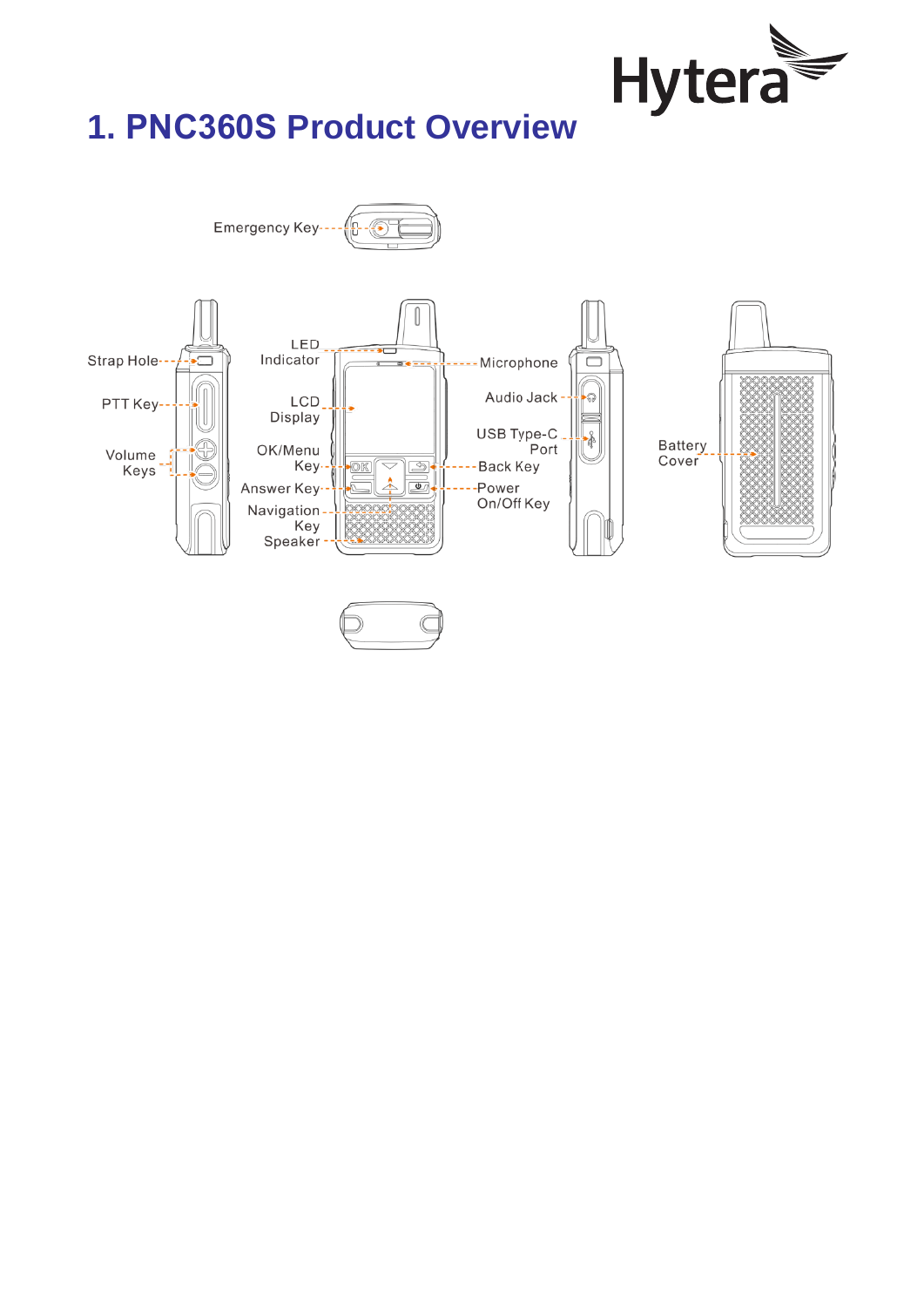# 1. PNC360S Product Overview

Emergency Key

Strap Hole

PTT Key

Volume Keys

LED Indicator

LCD Display

OK/Menu Key

Answer Key

Navigation Key

Speaker

Microphone

Audio Jack

USB Type-C Port

Back Key

Power On/Off Key

Battery Cover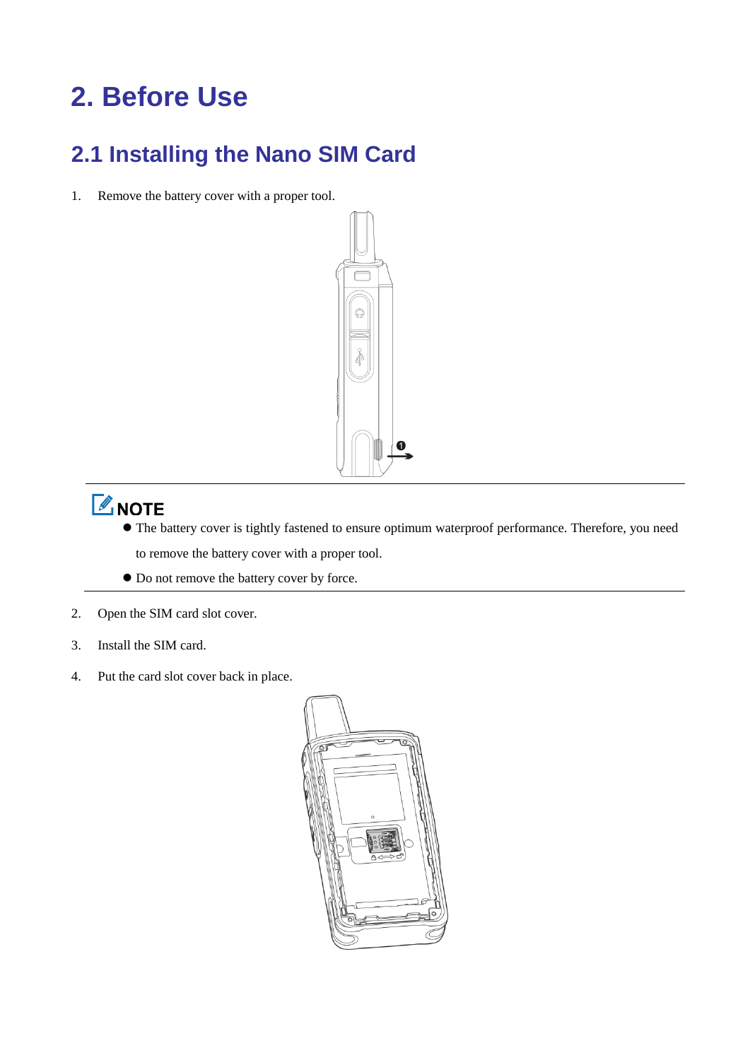# 2. Before Use

## 2.1 Installing the Nano SIM Card

1. Remove the battery cover with a proper tool.

**NOTE**

- The battery cover is tightly fastened to ensure optimum waterproof performance. Therefore, you need to remove the battery cover with a proper tool.
- Do not remove the battery cover by force.

2. Open the SIM card slot cover.
3. Install the SIM card.
4. Put the card slot cover back in place.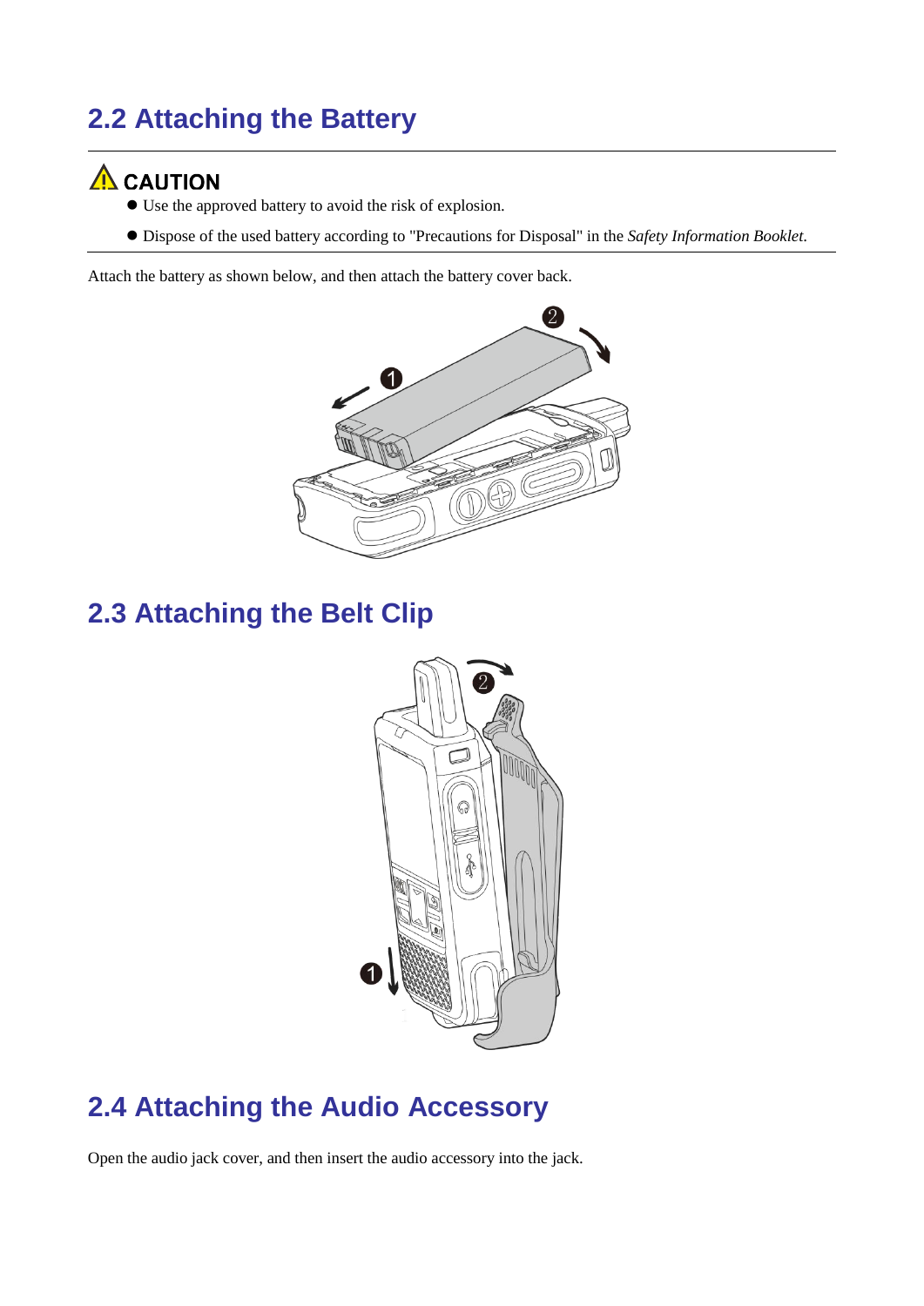## 2.2 Attaching the Battery

**⚠ CAUTION**

- Use the approved battery to avoid the risk of explosion.
- Dispose of the used battery according to "Precautions for Disposal" in the *Safety Information Booklet*.

Attach the battery as shown below, and then attach the battery cover back.

## 2.3 Attaching the Belt Clip

## 2.4 Attaching the Audio Accessory

Open the audio jack cover, and then insert the audio accessory into the jack.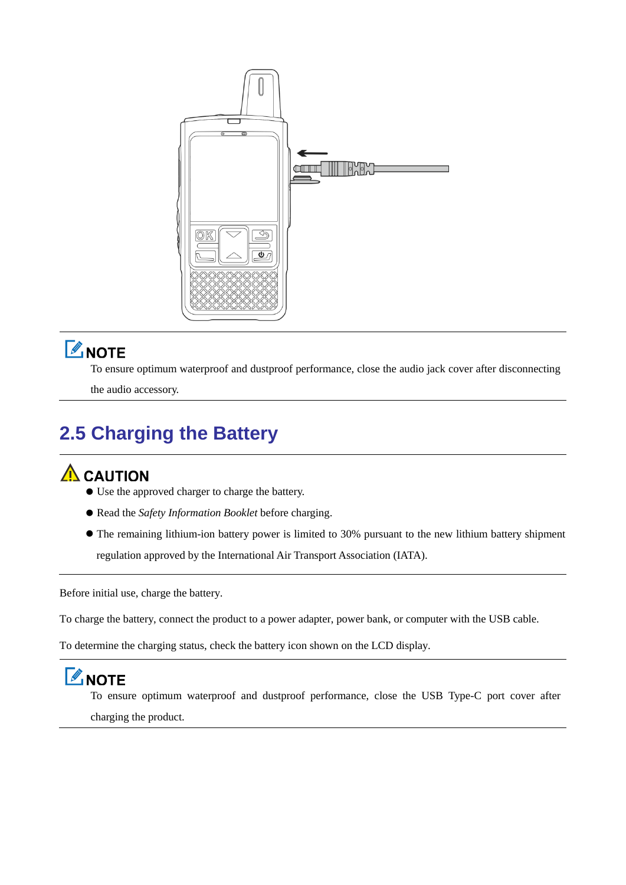**NOTE**

To ensure optimum waterproof and dustproof performance, close the audio jack cover after disconnecting the audio accessory.

## 2.5 Charging the Battery

**CAUTION**

- Use the approved charger to charge the battery.
- Read the *Safety Information Booklet* before charging.
- The remaining lithium-ion battery power is limited to 30% pursuant to the new lithium battery shipment regulation approved by the International Air Transport Association (IATA).

Before initial use, charge the battery.

To charge the battery, connect the product to a power adapter, power bank, or computer with the USB cable.

To determine the charging status, check the battery icon shown on the LCD display.

**NOTE**

To ensure optimum waterproof and dustproof performance, close the USB Type-C port cover after charging the product.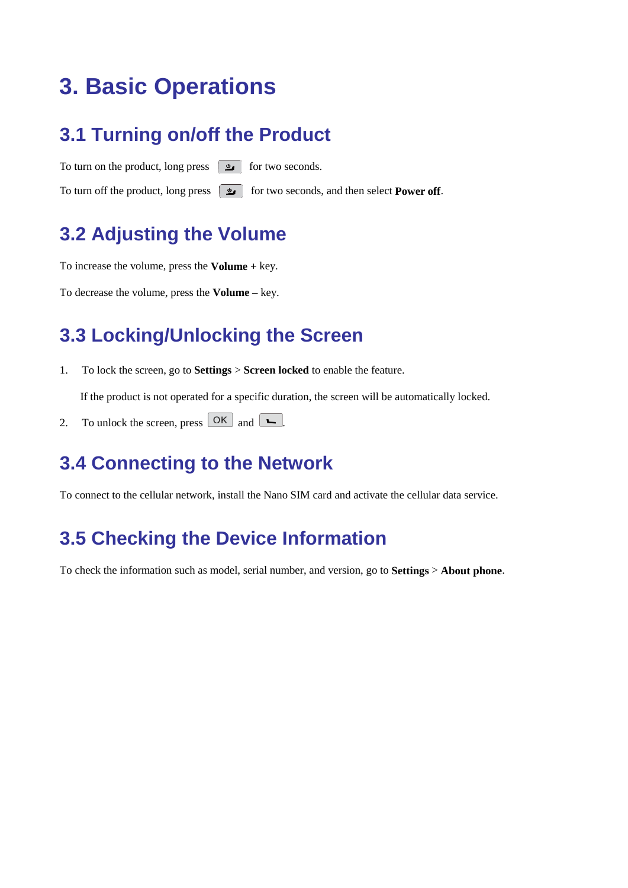# 3. Basic Operations

## 3.1 Turning on/off the Product

To turn on the product, long press [power key] for two seconds.

To turn off the product, long press [power key] for two seconds, and then select **Power off**.

## 3.2 Adjusting the Volume

To increase the volume, press the **Volume +** key.

To decrease the volume, press the **Volume –** key.

## 3.3 Locking/Unlocking the Screen

1. To lock the screen, go to **Settings** > **Screen locked** to enable the feature.

   If the product is not operated for a specific duration, the screen will be automatically locked.

2. To unlock the screen, press OK and [back key].

## 3.4 Connecting to the Network

To connect to the cellular network, install the Nano SIM card and activate the cellular data service.

## 3.5 Checking the Device Information

To check the information such as model, serial number, and version, go to **Settings** > **About phone**.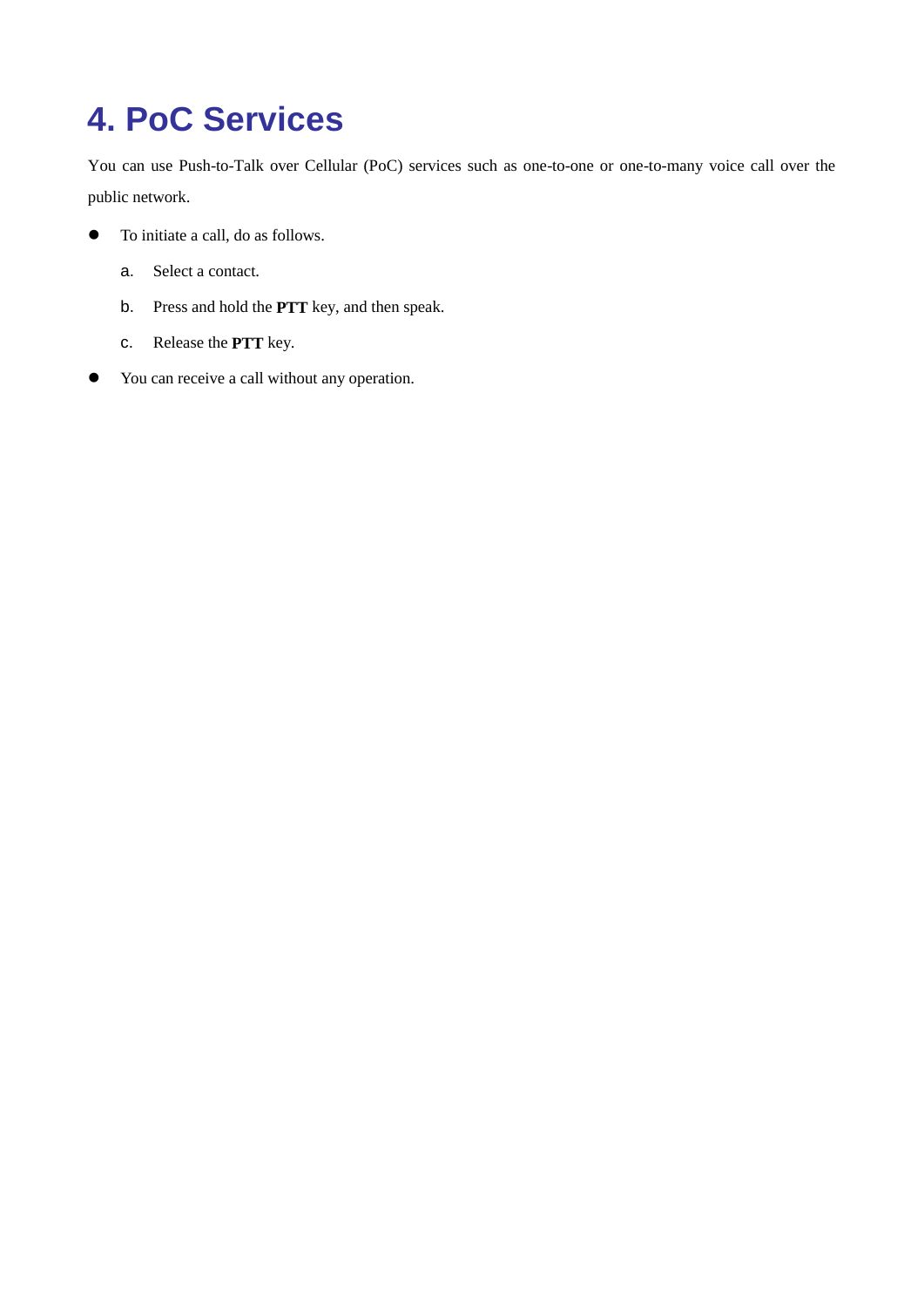# 4. PoC Services

You can use Push-to-Talk over Cellular (PoC) services such as one-to-one or one-to-many voice call over the public network.

- To initiate a call, do as follows.
  a. Select a contact.
  b. Press and hold the **PTT** key, and then speak.
  c. Release the **PTT** key.
- You can receive a call without any operation.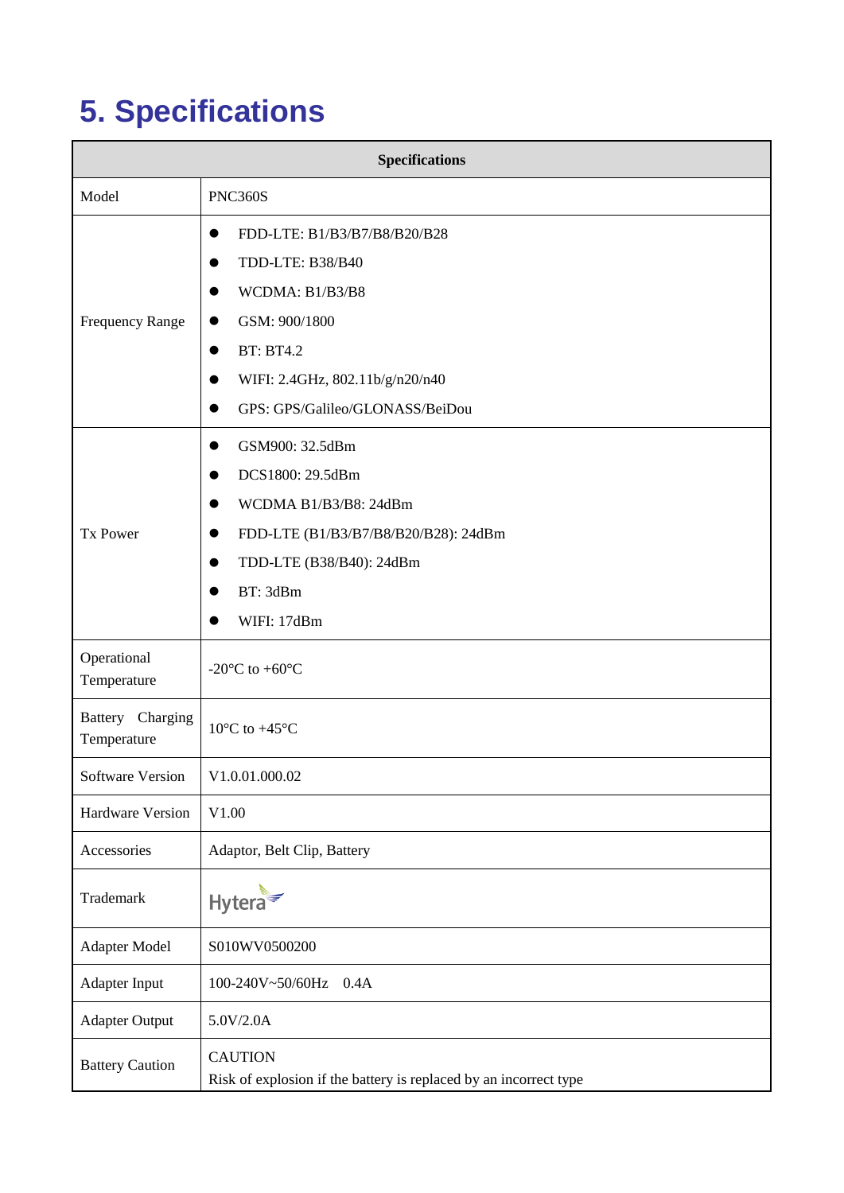# 5. Specifications

| Specifications | |
|---|---|
| Model | PNC360S |
| Frequency Range | ● FDD-LTE: B1/B3/B7/B8/B20/B28<br>● TDD-LTE: B38/B40<br>● WCDMA: B1/B3/B8<br>● GSM: 900/1800<br>● BT: BT4.2<br>● WIFI: 2.4GHz, 802.11b/g/n20/n40<br>● GPS: GPS/Galileo/GLONASS/BeiDou |
| Tx Power | ● GSM900: 32.5dBm<br>● DCS1800: 29.5dBm<br>● WCDMA B1/B3/B8: 24dBm<br>● FDD-LTE (B1/B3/B7/B8/B20/B28): 24dBm<br>● TDD-LTE (B38/B40): 24dBm<br>● BT: 3dBm<br>● WIFI: 17dBm |
| Operational Temperature | -20°C to +60°C |
| Battery Charging Temperature | 10°C to +45°C |
| Software Version | V1.0.01.000.02 |
| Hardware Version | V1.00 |
| Accessories | Adaptor, Belt Clip, Battery |
| Trademark | Hytera |
| Adapter Model | S010WV0500200 |
| Adapter Input | 100-240V~50/60Hz 0.4A |
| Adapter Output | 5.0V/2.0A |
| Battery Caution | CAUTION<br>Risk of explosion if the battery is replaced by an incorrect type |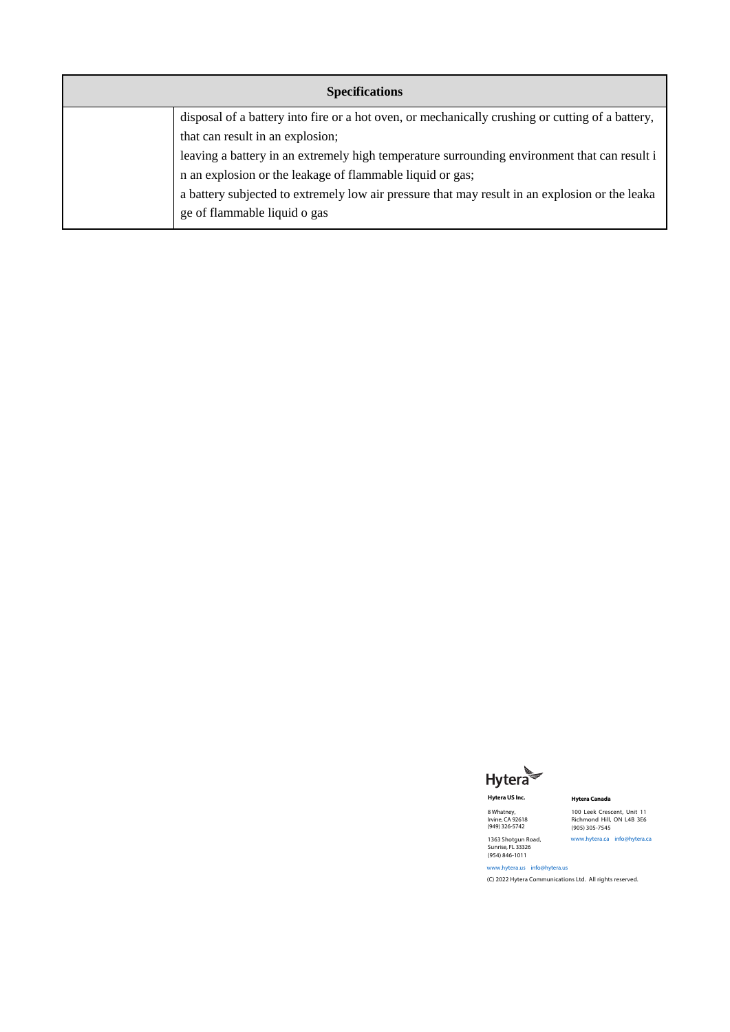| Specifications | |
|---|---|
| | disposal of a battery into fire or a hot oven, or mechanically crushing or cutting of a battery, that can result in an explosion;<br>leaving a battery in an extremely high temperature surrounding environment that can result i n an explosion or the leakage of flammable liquid or gas;<br>a battery subjected to extremely low air pressure that may result in an explosion or the leaka ge of flammable liquid o gas |

Hytera

**Hytera US Inc.**

8 Whatney,
Irvine, CA 92618
(949) 326-5742

1363 Shotgun Road,
Sunrise, FL 33326
(954) 846-1011

www.hytera.us info@hytera.us

**Hytera Canada**

100 Leek Crescent, Unit 11
Richmond Hill, ON L4B 3E6
(905) 305-7545

www.hytera.ca info@hytera.ca

(C) 2022 Hytera Communications Ltd. All rights reserved.